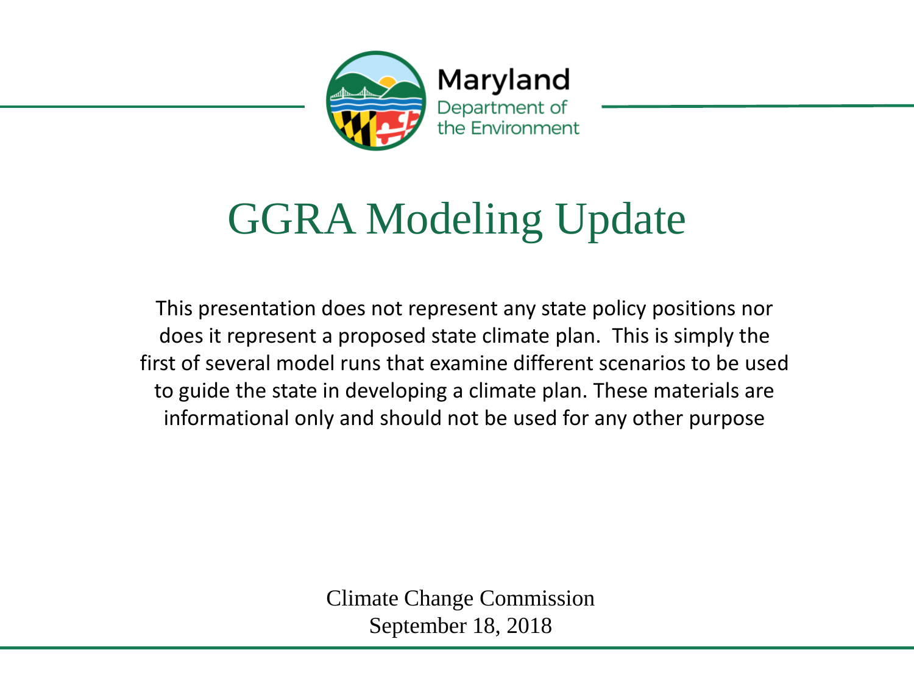Maryland
Department of the Environment

# GGRA Modeling Update

This presentation does not represent any state policy positions nor does it represent a proposed state climate plan. This is simply the first of several model runs that examine different scenarios to be used to guide the state in developing a climate plan. These materials are informational only and should not be used for any other purpose

Climate Change Commission
September 18, 2018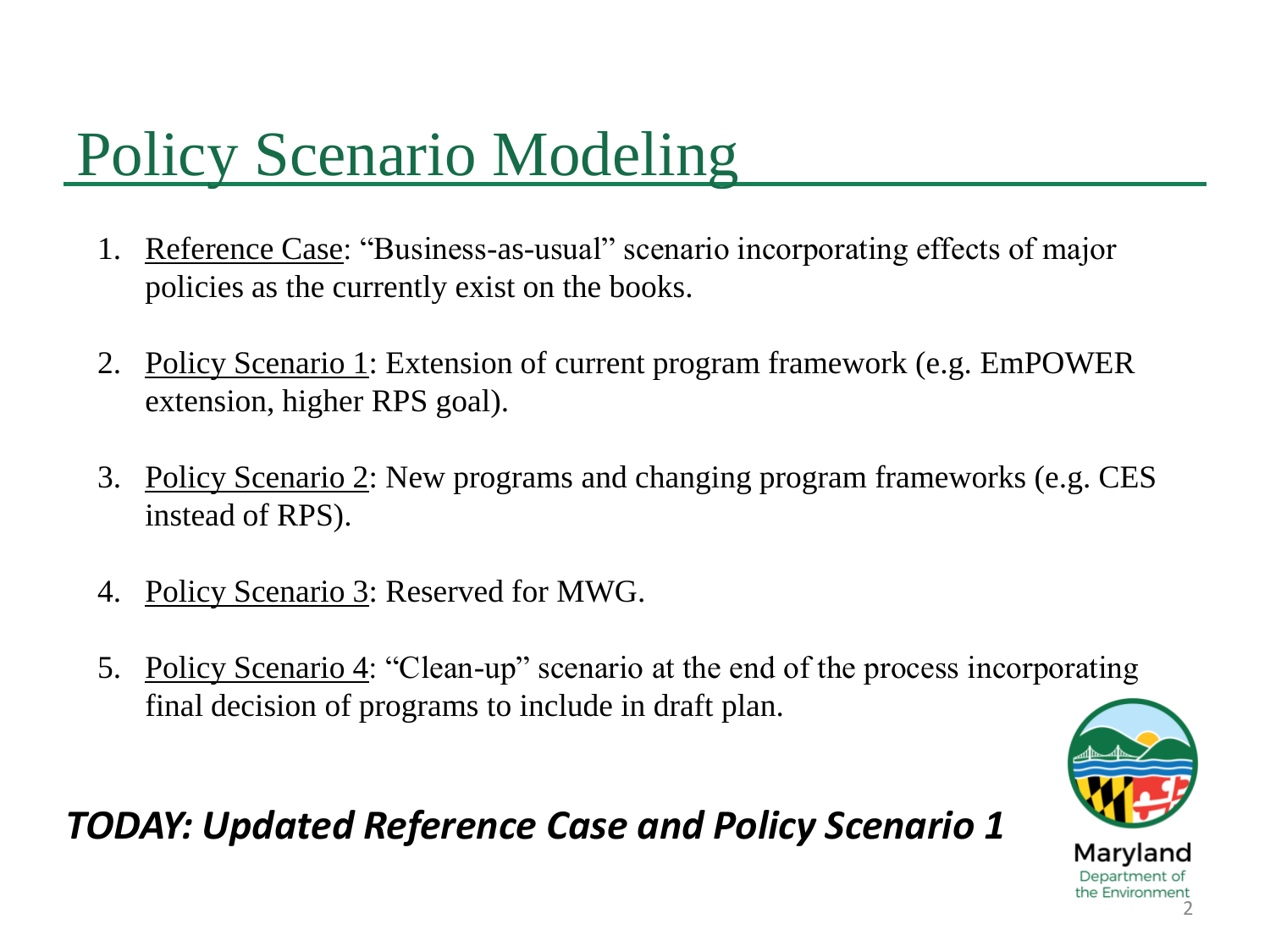# Policy Scenario Modeling

1. Reference Case: "Business-as-usual" scenario incorporating effects of major policies as the currently exist on the books.

2. Policy Scenario 1: Extension of current program framework (e.g. EmPOWER extension, higher RPS goal).

3. Policy Scenario 2: New programs and changing program frameworks (e.g. CES instead of RPS).

4. Policy Scenario 3: Reserved for MWG.

5. Policy Scenario 4: "Clean-up" scenario at the end of the process incorporating final decision of programs to include in draft plan.

***TODAY: Updated Reference Case and Policy Scenario 1***

Maryland Department of the Environment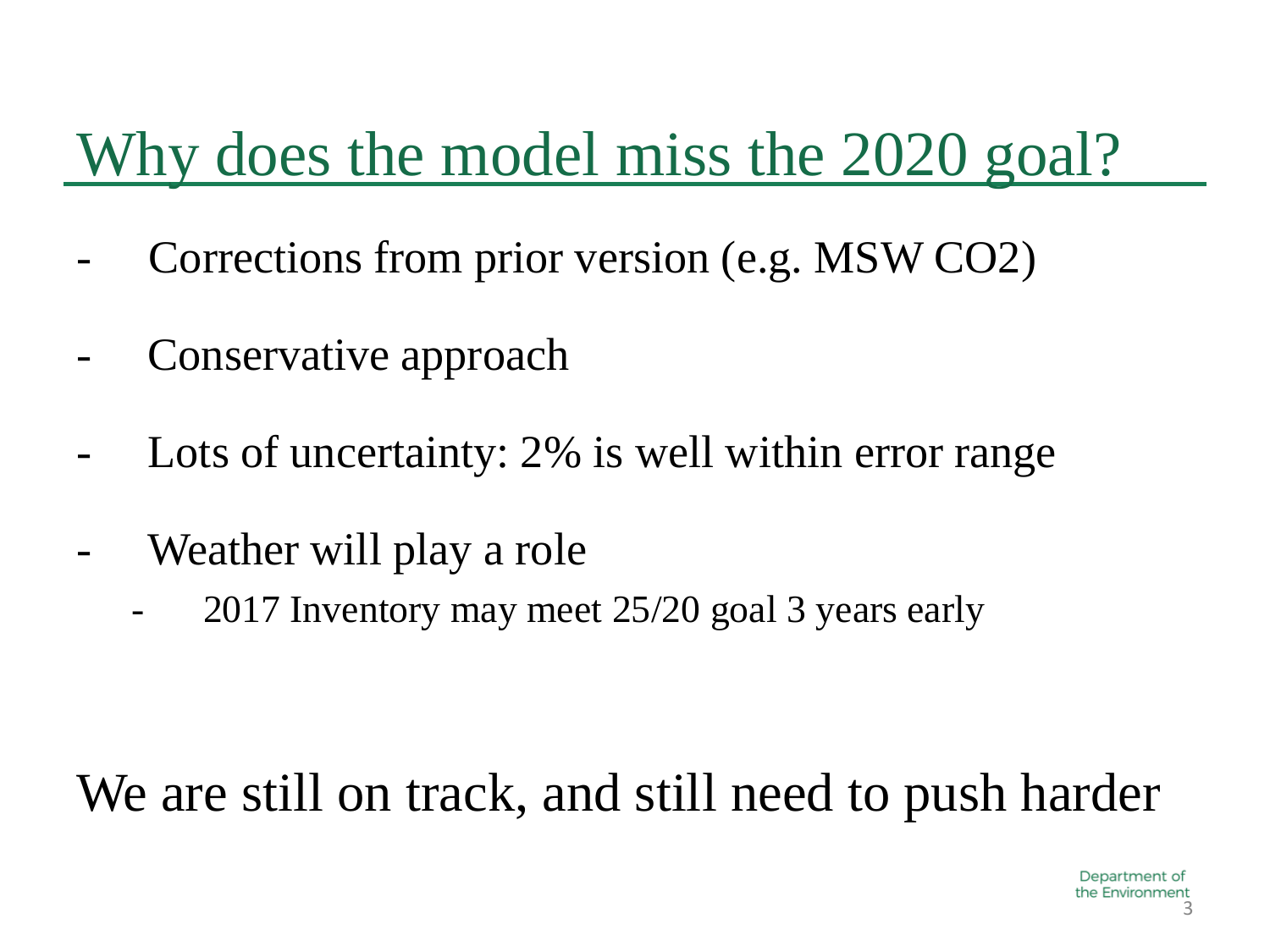# Why does the model miss the 2020 goal?

- Corrections from prior version (e.g. MSW $CO_2$)
- Conservative approach
- Lots of uncertainty: 2% is well within error range
- Weather will play a role
  - 2017 Inventory may meet 25/20 goal 3 years early

We are still on track, and still need to push harder

Department of the Environment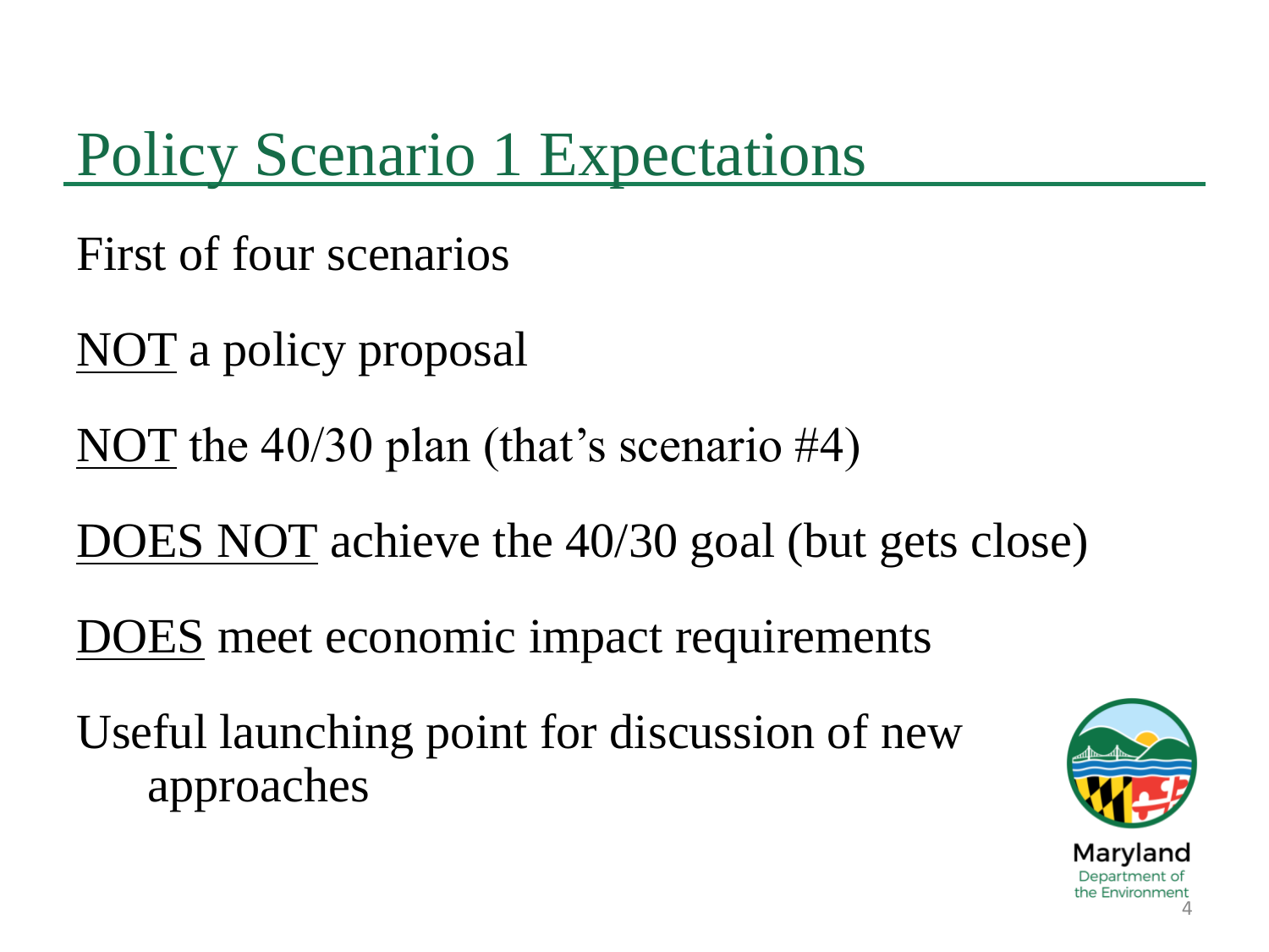# Policy Scenario 1 Expectations

First of four scenarios

NOT a policy proposal

NOT the 40/30 plan (that's scenario #4)

DOES NOT achieve the 40/30 goal (but gets close)

DOES meet economic impact requirements

Useful launching point for discussion of new approaches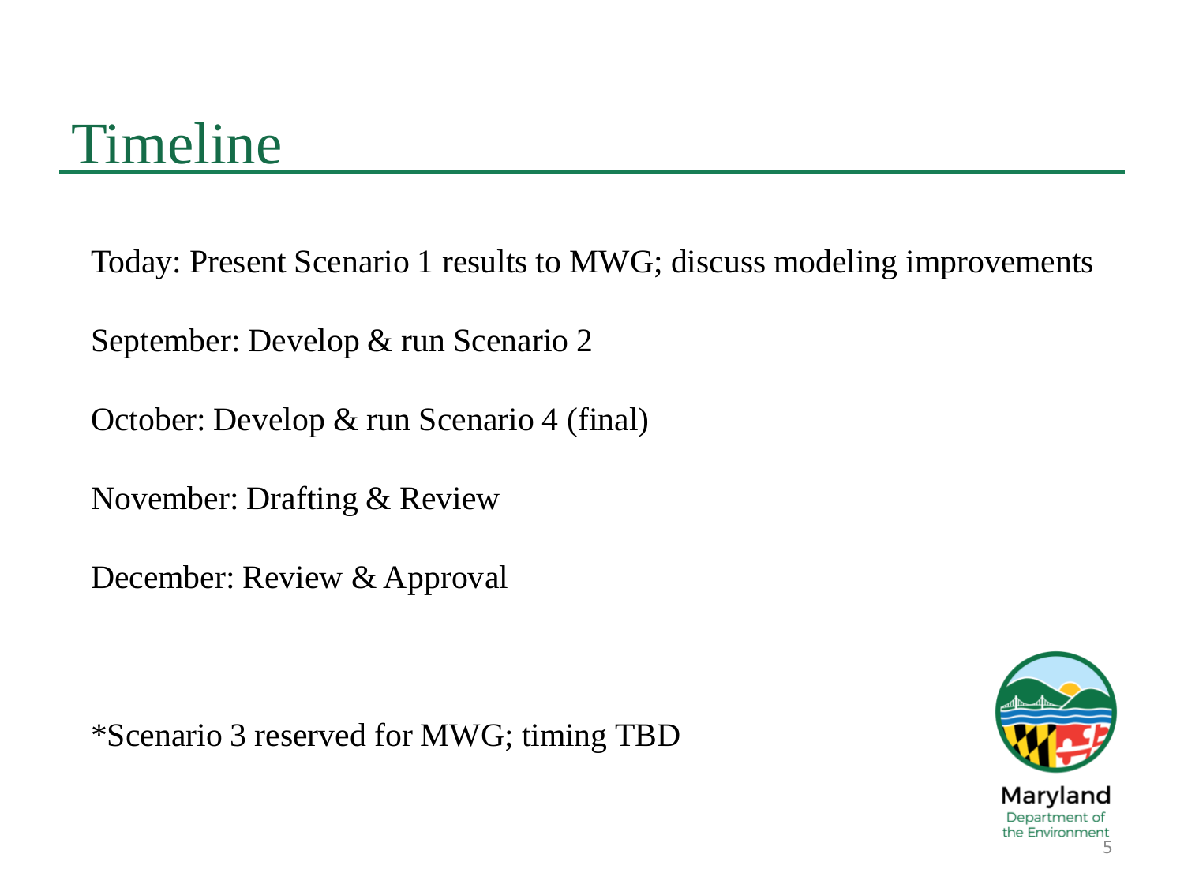# Timeline

Today: Present Scenario 1 results to MWG; discuss modeling improvements

September: Develop & run Scenario 2

October: Develop & run Scenario 4 (final)

November: Drafting & Review

December: Review & Approval

*Scenario 3 reserved for MWG; timing TBD

Maryland
Department of
the Environment